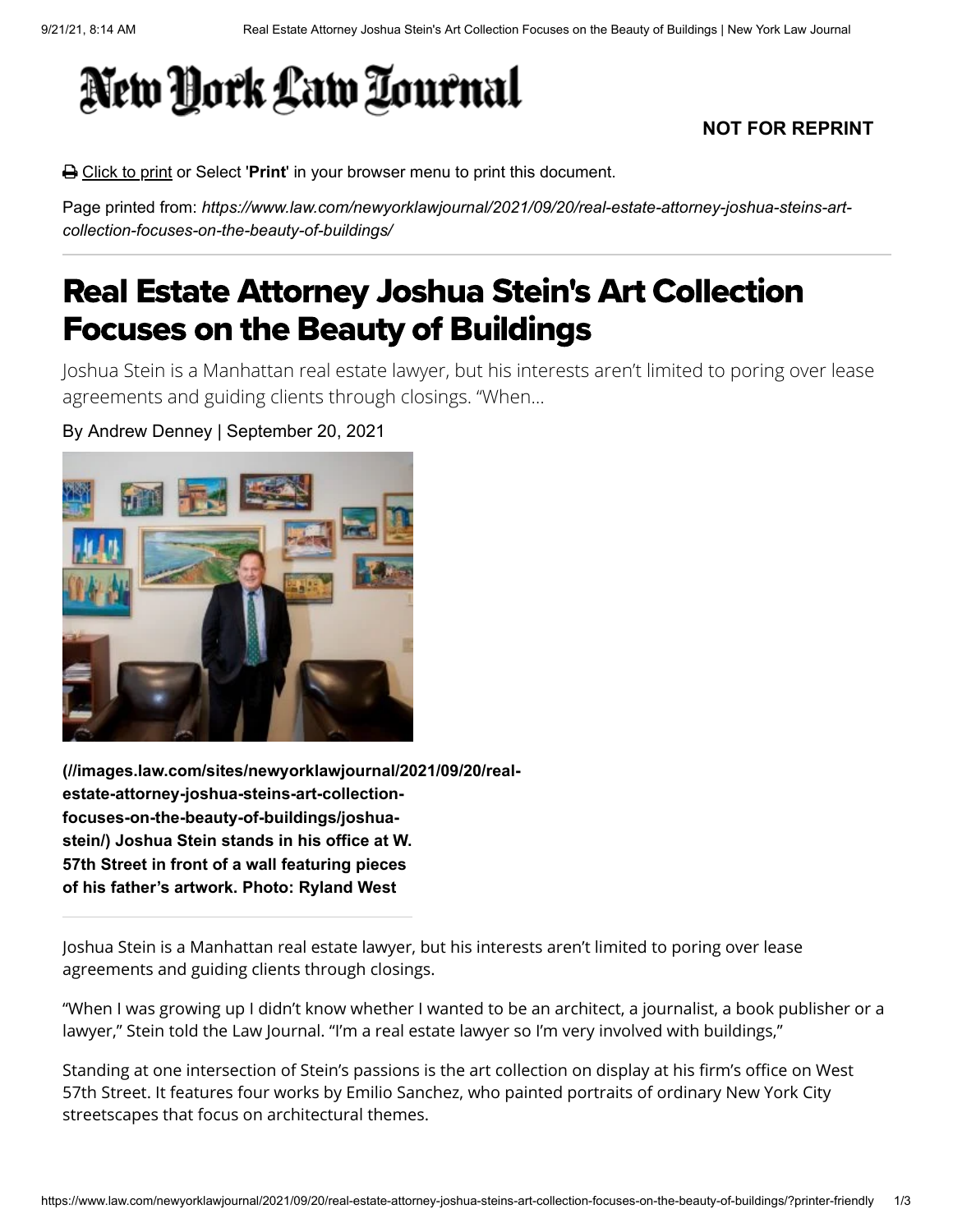New York Law Journal

**NOT FOR REPRINT**

Click to print or Select '**Print**' in your browser menu to print this document.

Page printed from: *https://www.law.com/newyorklawjournal/2021/09/20/real-estate-attorney-joshua-steins-art-collection-focuses-on-the-beauty-of-buildings/*

# Real Estate Attorney Joshua Stein's Art Collection Focuses on the Beauty of Buildings

Joshua Stein is a Manhattan real estate lawyer, but his interests aren't limited to poring over lease agreements and guiding clients through closings. "When...

By Andrew Denney | September 20, 2021

**(//images.law.com/sites/newyorklawjournal/2021/09/20/real-estate-attorney-joshua-steins-art-collection-focuses-on-the-beauty-of-buildings/joshua-stein/) Joshua Stein stands in his office at W. 57th Street in front of a wall featuring pieces of his father's artwork. Photo: Ryland West**

Joshua Stein is a Manhattan real estate lawyer, but his interests aren't limited to poring over lease agreements and guiding clients through closings.

"When I was growing up I didn't know whether I wanted to be an architect, a journalist, a book publisher or a lawyer," Stein told the Law Journal. "I'm a real estate lawyer so I'm very involved with buildings,"

Standing at one intersection of Stein's passions is the art collection on display at his firm's office on West 57th Street. It features four works by Emilio Sanchez, who painted portraits of ordinary New York City streetscapes that focus on architectural themes.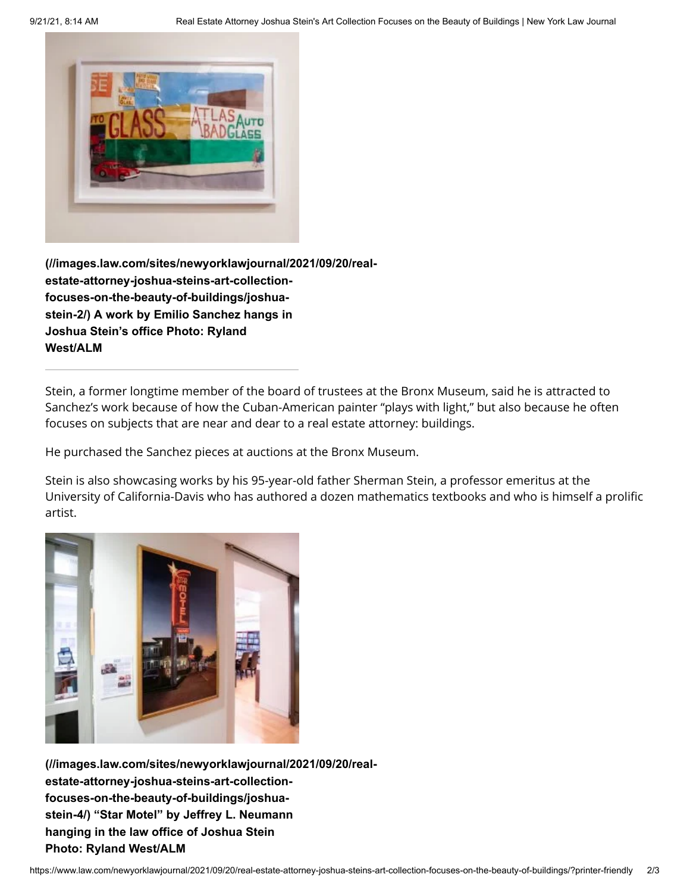**(//images.law.com/sites/newyorklawjournal/2021/09/20/real-estate-attorney-joshua-steins-art-collection-focuses-on-the-beauty-of-buildings/joshua-stein-2/) A work by Emilio Sanchez hangs in Joshua Stein's office Photo: Ryland West/ALM**

Stein, a former longtime member of the board of trustees at the Bronx Museum, said he is attracted to Sanchez's work because of how the Cuban-American painter "plays with light," but also because he often focuses on subjects that are near and dear to a real estate attorney: buildings.

He purchased the Sanchez pieces at auctions at the Bronx Museum.

Stein is also showcasing works by his 95-year-old father Sherman Stein, a professor emeritus at the University of California-Davis who has authored a dozen mathematics textbooks and who is himself a prolific artist.

**(//images.law.com/sites/newyorklawjournal/2021/09/20/real-estate-attorney-joshua-steins-art-collection-focuses-on-the-beauty-of-buildings/joshua-stein-4/) "Star Motel" by Jeffrey L. Neumann hanging in the law office of Joshua Stein Photo: Ryland West/ALM**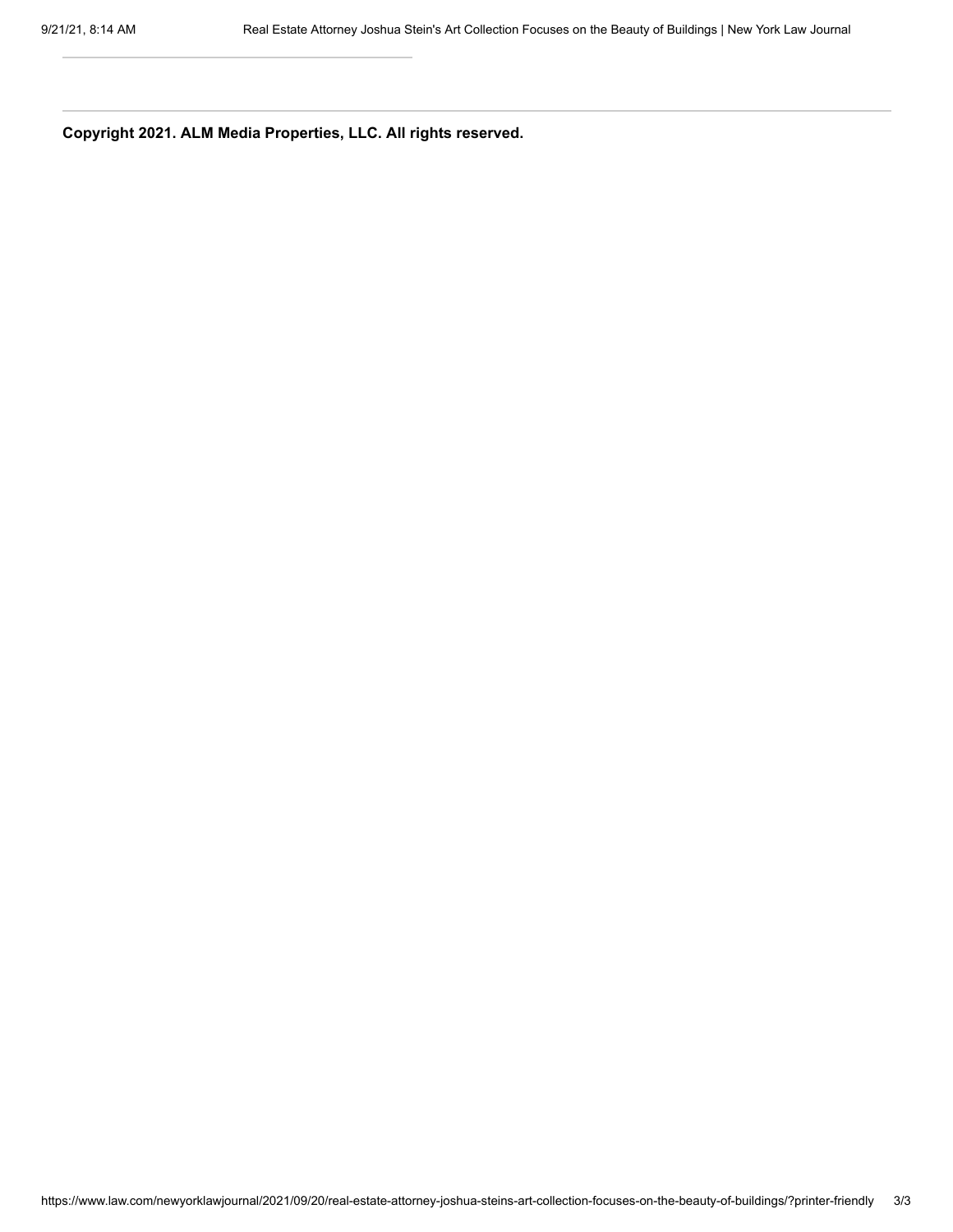**Copyright 2021. ALM Media Properties, LLC. All rights reserved.**